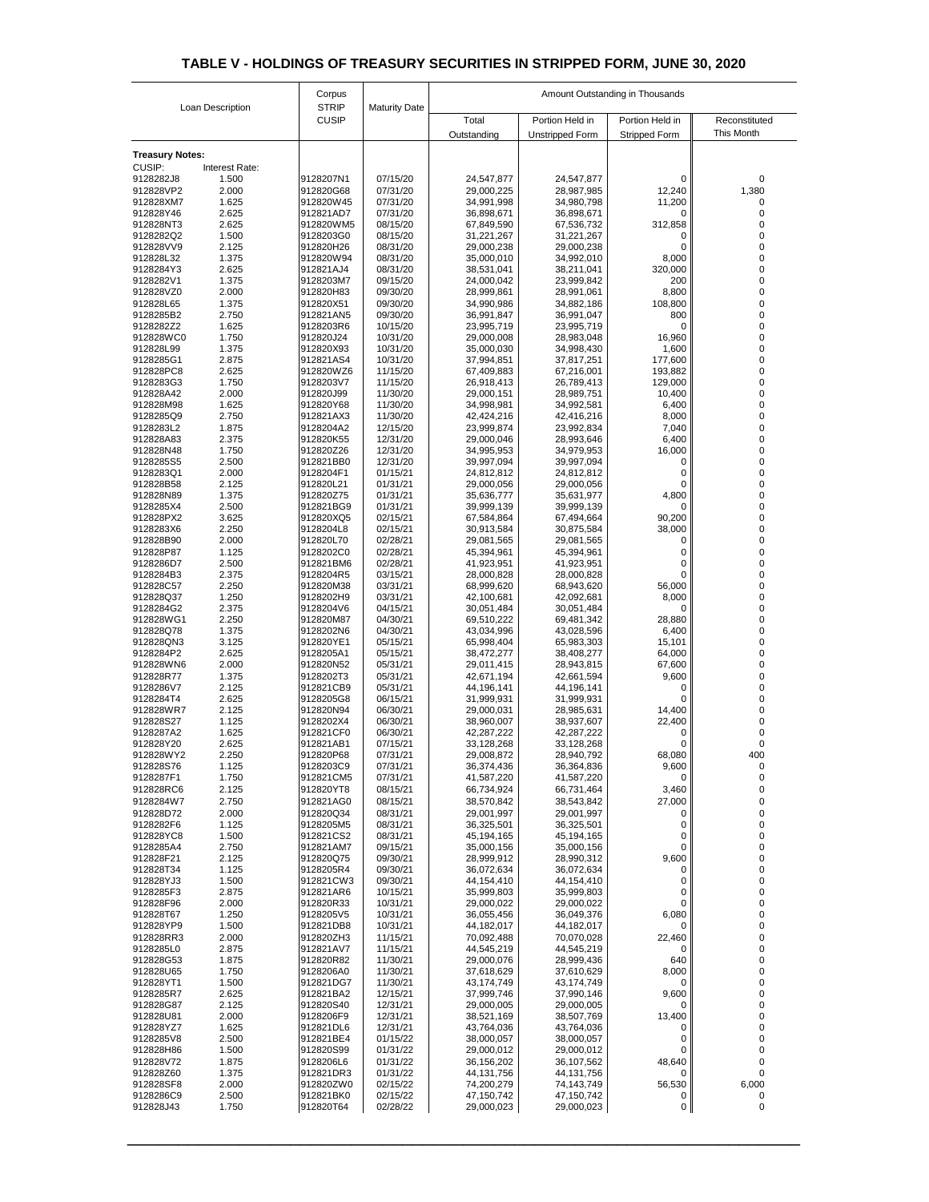## TABLE V - HOLDINGS OF TREASURY SECURITIES IN STRIPPED FORM, JUNE 30, 2020

| Loan Description | | Corpus STRIP CUSIP | Maturity Date | Amount Outstanding in Thousands | | | |
|---|---|---|---|---|---|---|---|
| | | | | Total Outstanding | Portion Held in Unstripped Form | Portion Held in Stripped Form | Reconstituted This Month |
| **Treasury Notes:** | | | | | | | |
| CUSIP: | Interest Rate: | | | | | | |
| 9128282J8 | 1.500 | 9128207N1 | 07/15/20 | 24,547,877 | 24,547,877 | 0 | 0 |
| 912828VP2 | 2.000 | 912820G68 | 07/31/20 | 29,000,225 | 28,987,985 | 12,240 | 1,380 |
| 912828XM7 | 1.625 | 912820W45 | 07/31/20 | 34,991,998 | 34,980,798 | 11,200 | 0 |
| 912828Y46 | 2.625 | 912821AD7 | 07/31/20 | 36,898,671 | 36,898,671 | 0 | 0 |
| 912828NT3 | 2.625 | 912820WM5 | 08/15/20 | 67,849,590 | 67,536,732 | 312,858 | 0 |
| 9128282Q2 | 1.500 | 9128203G0 | 08/15/20 | 31,221,267 | 31,221,267 | 0 | 0 |
| 912828VV9 | 2.125 | 912820H26 | 08/31/20 | 29,000,238 | 29,000,238 | 0 | 0 |
| 912828L32 | 1.375 | 912820W94 | 08/31/20 | 35,000,010 | 34,992,010 | 8,000 | 0 |
| 9128284Y3 | 2.625 | 912821AJ4 | 08/31/20 | 38,531,041 | 38,211,041 | 320,000 | 0 |
| 9128282V1 | 1.375 | 9128203M7 | 09/15/20 | 24,000,042 | 23,999,842 | 200 | 0 |
| 912828VZ0 | 2.000 | 912820H83 | 09/30/20 | 28,999,861 | 28,991,061 | 8,800 | 0 |
| 912828L65 | 1.375 | 912820X51 | 09/30/20 | 34,990,986 | 34,882,186 | 108,800 | 0 |
| 9128285B2 | 2.750 | 912821AN5 | 09/30/20 | 36,991,847 | 36,991,047 | 800 | 0 |
| 9128282Z2 | 1.625 | 9128203R6 | 10/15/20 | 23,995,719 | 23,995,719 | 0 | 0 |
| 912828WC0 | 1.750 | 912820J24 | 10/31/20 | 29,000,008 | 28,983,048 | 16,960 | 0 |
| 912828L99 | 1.375 | 912820X93 | 10/31/20 | 35,000,030 | 34,998,430 | 1,600 | 0 |
| 9128285G1 | 2.875 | 912821AS4 | 10/31/20 | 37,994,851 | 37,817,251 | 177,600 | 0 |
| 912828PC8 | 2.625 | 912820WZ6 | 11/15/20 | 67,409,883 | 67,216,001 | 193,882 | 0 |
| 9128283G3 | 1.750 | 9128203V7 | 11/15/20 | 26,918,413 | 26,789,413 | 129,000 | 0 |
| 912828A42 | 2.000 | 912820J99 | 11/30/20 | 29,000,151 | 28,989,751 | 10,400 | 0 |
| 912828M98 | 1.625 | 912820Y68 | 11/30/20 | 34,998,981 | 34,992,581 | 6,400 | 0 |
| 9128285Q9 | 2.750 | 912821AX3 | 11/30/20 | 42,424,216 | 42,416,216 | 8,000 | 0 |
| 9128283L2 | 1.875 | 9128204A2 | 12/15/20 | 23,999,874 | 23,992,834 | 7,040 | 0 |
| 912828A83 | 2.375 | 912820K55 | 12/31/20 | 29,000,046 | 28,993,646 | 6,400 | 0 |
| 912828N48 | 1.750 | 912820Z26 | 12/31/20 | 34,995,953 | 34,979,953 | 16,000 | 0 |
| 9128285S5 | 2.500 | 912821BB0 | 12/31/20 | 39,997,094 | 39,997,094 | 0 | 0 |
| 9128283Q1 | 2.000 | 9128204F1 | 01/15/21 | 24,812,812 | 24,812,812 | 0 | 0 |
| 912828B58 | 2.125 | 912820L21 | 01/31/21 | 29,000,056 | 29,000,056 | 0 | 0 |
| 912828N89 | 1.375 | 912820Z75 | 01/31/21 | 35,636,777 | 35,631,977 | 4,800 | 0 |
| 9128285X4 | 2.500 | 912821BG9 | 01/31/21 | 39,999,139 | 39,999,139 | 0 | 0 |
| 912828PX2 | 3.625 | 912820XQ5 | 02/15/21 | 67,584,864 | 67,494,664 | 90,200 | 0 |
| 9128283X6 | 2.250 | 9128204L8 | 02/15/21 | 30,913,584 | 30,875,584 | 38,000 | 0 |
| 912828B90 | 2.000 | 912820L70 | 02/28/21 | 29,081,565 | 29,081,565 | 0 | 0 |
| 912828P87 | 1.125 | 9128202C0 | 02/28/21 | 45,394,961 | 45,394,961 | 0 | 0 |
| 9128286D7 | 2.500 | 912821BM6 | 02/28/21 | 41,923,951 | 41,923,951 | 0 | 0 |
| 9128284B3 | 2.375 | 9128204R5 | 03/15/21 | 28,000,828 | 28,000,828 | 0 | 0 |
| 912828C57 | 2.250 | 912820M38 | 03/31/21 | 68,999,620 | 68,943,620 | 56,000 | 0 |
| 912828Q37 | 1.250 | 9128202H9 | 03/31/21 | 42,100,681 | 42,092,681 | 8,000 | 0 |
| 9128284G2 | 2.375 | 9128204V6 | 04/15/21 | 30,051,484 | 30,051,484 | 0 | 0 |
| 912828WG1 | 2.250 | 912820M87 | 04/30/21 | 69,510,222 | 69,481,342 | 28,880 | 0 |
| 912828Q78 | 1.375 | 9128202N6 | 04/30/21 | 43,034,996 | 43,028,596 | 6,400 | 0 |
| 912828QN3 | 3.125 | 912820YE1 | 05/15/21 | 65,998,404 | 65,983,303 | 15,101 | 0 |
| 9128284P2 | 2.625 | 9128205A1 | 05/15/21 | 38,472,277 | 38,408,277 | 64,000 | 0 |
| 912828WN6 | 2.000 | 912820N52 | 05/31/21 | 29,011,415 | 28,943,815 | 67,600 | 0 |
| 912828R77 | 1.375 | 9128202T3 | 05/31/21 | 42,671,194 | 42,661,594 | 9,600 | 0 |
| 9128286V7 | 2.125 | 912821CB9 | 05/31/21 | 44,196,141 | 44,196,141 | 0 | 0 |
| 9128284T4 | 2.625 | 9128205G8 | 06/15/21 | 31,999,931 | 31,999,931 | 0 | 0 |
| 912828WR7 | 2.125 | 912820N94 | 06/30/21 | 29,000,031 | 28,985,631 | 14,400 | 0 |
| 912828S27 | 1.125 | 9128202X4 | 06/30/21 | 38,960,007 | 38,937,607 | 22,400 | 0 |
| 9128287A2 | 1.625 | 912821CF0 | 06/30/21 | 42,287,222 | 42,287,222 | 0 | 0 |
| 912828Y20 | 2.625 | 912821AB1 | 07/15/21 | 33,128,268 | 33,128,268 | 0 | 0 |
| 912828WY2 | 2.250 | 912820P68 | 07/31/21 | 29,008,872 | 28,940,792 | 68,080 | 400 |
| 912828S76 | 1.125 | 9128203C9 | 07/31/21 | 36,374,436 | 36,364,836 | 9,600 | 0 |
| 9128287F1 | 1.750 | 912821CM5 | 07/31/21 | 41,587,220 | 41,587,220 | 0 | 0 |
| 912828RC6 | 2.125 | 912820YT8 | 08/15/21 | 66,734,924 | 66,731,464 | 3,460 | 0 |
| 9128284W7 | 2.750 | 912821AG0 | 08/15/21 | 38,570,842 | 38,543,842 | 27,000 | 0 |
| 912828D72 | 2.000 | 912820Q34 | 08/31/21 | 29,001,997 | 29,001,997 | 0 | 0 |
| 9128282F6 | 1.125 | 9128205M5 | 08/31/21 | 36,325,501 | 36,325,501 | 0 | 0 |
| 912828YC8 | 1.500 | 912821CS2 | 08/31/21 | 45,194,165 | 45,194,165 | 0 | 0 |
| 9128285A4 | 2.750 | 912821AM7 | 09/15/21 | 35,000,156 | 35,000,156 | 0 | 0 |
| 912828F21 | 2.125 | 912820Q75 | 09/30/21 | 28,999,912 | 28,990,312 | 9,600 | 0 |
| 912828T34 | 1.125 | 9128205R4 | 09/30/21 | 36,072,634 | 36,072,634 | 0 | 0 |
| 912828YJ3 | 1.500 | 912821CW3 | 09/30/21 | 44,154,410 | 44,154,410 | 0 | 0 |
| 9128285F3 | 2.875 | 912821AR6 | 10/15/21 | 35,999,803 | 35,999,803 | 0 | 0 |
| 912828F96 | 2.000 | 912820R33 | 10/31/21 | 29,000,022 | 29,000,022 | 0 | 0 |
| 912828T67 | 1.250 | 9128205V5 | 10/31/21 | 36,055,456 | 36,049,376 | 6,080 | 0 |
| 912828YP9 | 1.500 | 912821DB8 | 10/31/21 | 44,182,017 | 44,182,017 | 0 | 0 |
| 912828RR3 | 2.000 | 912820ZH3 | 11/15/21 | 70,092,488 | 70,070,028 | 22,460 | 0 |
| 9128285L0 | 2.875 | 912821AV7 | 11/15/21 | 44,545,219 | 44,545,219 | 0 | 0 |
| 912828G53 | 1.875 | 912820R82 | 11/30/21 | 29,000,076 | 28,999,436 | 640 | 0 |
| 912828U65 | 1.750 | 9128206A0 | 11/30/21 | 37,618,629 | 37,610,629 | 8,000 | 0 |
| 912828YT1 | 1.500 | 912821DG7 | 11/30/21 | 43,174,749 | 43,174,749 | 0 | 0 |
| 9128285R7 | 2.625 | 912821BA2 | 12/15/21 | 37,999,746 | 37,990,146 | 9,600 | 0 |
| 912828G87 | 2.125 | 912820S40 | 12/31/21 | 29,000,005 | 29,000,005 | 0 | 0 |
| 912828U81 | 2.000 | 9128206F9 | 12/31/21 | 38,521,169 | 38,507,769 | 13,400 | 0 |
| 912828YZ7 | 1.625 | 912821DL6 | 12/31/21 | 43,764,036 | 43,764,036 | 0 | 0 |
| 9128285V8 | 2.500 | 912821BE4 | 01/15/22 | 38,000,057 | 38,000,057 | 0 | 0 |
| 912828H86 | 1.500 | 912820S99 | 01/31/22 | 29,000,012 | 29,000,012 | 0 | 0 |
| 912828V72 | 1.875 | 9128206L6 | 01/31/22 | 36,156,202 | 36,107,562 | 48,640 | 0 |
| 912828Z60 | 1.375 | 912821DR3 | 01/31/22 | 44,131,756 | 44,131,756 | 0 | 0 |
| 912828SF8 | 2.000 | 912820ZW0 | 02/15/22 | 74,200,279 | 74,143,749 | 56,530 | 6,000 |
| 9128286C9 | 2.500 | 912821BK0 | 02/15/22 | 47,150,742 | 47,150,742 | 0 | 0 |
| 912828J43 | 1.750 | 912820T64 | 02/28/22 | 29,000,023 | 29,000,023 | 0 | 0 |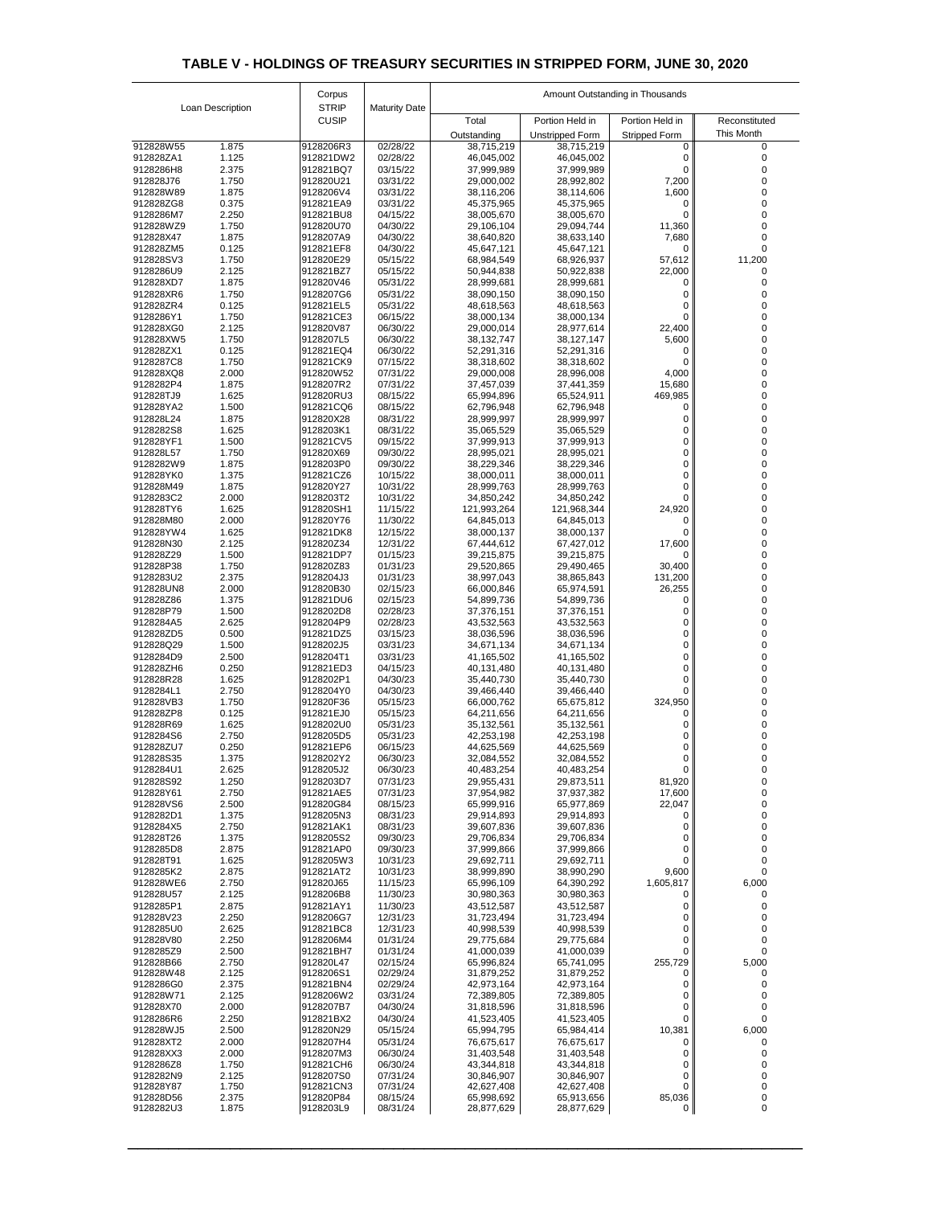## TABLE V - HOLDINGS OF TREASURY SECURITIES IN STRIPPED FORM, JUNE 30, 2020

| Loan Description | | Corpus STRIP CUSIP | Maturity Date | Amount Outstanding in Thousands | | | |
|---|---|---|---|---|---|---|---|
| | | | | Total Outstanding | Portion Held in Unstripped Form | Portion Held in Stripped Form | Reconstituted This Month |
| 912828W55 | 1.875 | 9128206R3 | 02/28/22 | 38,715,219 | 38,715,219 | 0 | 0 |
| 912828ZA1 | 1.125 | 912821DW2 | 02/28/22 | 46,045,002 | 46,045,002 | 0 | 0 |
| 9128286H8 | 2.375 | 912821BQ7 | 03/15/22 | 37,999,989 | 37,999,989 | 0 | 0 |
| 912828J76 | 1.750 | 912820U21 | 03/31/22 | 29,000,002 | 28,992,802 | 7,200 | 0 |
| 912828W89 | 1.875 | 9128206V4 | 03/31/22 | 38,116,206 | 38,114,606 | 1,600 | 0 |
| 912828ZG8 | 0.375 | 912821EA9 | 03/31/22 | 45,375,965 | 45,375,965 | 0 | 0 |
| 9128286M7 | 2.250 | 912821BU8 | 04/15/22 | 38,005,670 | 38,005,670 | 0 | 0 |
| 912828WZ9 | 1.750 | 912820U70 | 04/30/22 | 29,106,104 | 29,094,744 | 11,360 | 0 |
| 912828X47 | 1.875 | 9128207A9 | 04/30/22 | 38,640,820 | 38,633,140 | 7,680 | 0 |
| 912828ZM5 | 0.125 | 912821EF8 | 04/30/22 | 45,647,121 | 45,647,121 | 0 | 0 |
| 912828SV3 | 1.750 | 912820E29 | 05/15/22 | 68,984,549 | 68,926,937 | 57,612 | 11,200 |
| 9128286U9 | 2.125 | 912821BZ7 | 05/15/22 | 50,944,838 | 50,922,838 | 22,000 | 0 |
| 912828XD7 | 1.875 | 912820V46 | 05/31/22 | 28,999,681 | 28,999,681 | 0 | 0 |
| 912828XR6 | 1.750 | 9128207G6 | 05/31/22 | 38,090,150 | 38,090,150 | 0 | 0 |
| 912828ZR4 | 0.125 | 912821EL5 | 05/31/22 | 48,618,563 | 48,618,563 | 0 | 0 |
| 9128286Y1 | 1.750 | 912821CE3 | 06/15/22 | 38,000,134 | 38,000,134 | 0 | 0 |
| 912828XG0 | 2.125 | 912820V87 | 06/30/22 | 29,000,014 | 28,977,614 | 22,400 | 0 |
| 912828XW5 | 1.750 | 9128207L5 | 06/30/22 | 38,132,747 | 38,127,147 | 5,600 | 0 |
| 912828ZX1 | 0.125 | 912821EQ4 | 06/30/22 | 52,291,316 | 52,291,316 | 0 | 0 |
| 9128287C8 | 1.750 | 912821CK9 | 07/15/22 | 38,318,602 | 38,318,602 | 0 | 0 |
| 912828XQ8 | 2.000 | 912820W52 | 07/31/22 | 29,000,008 | 28,996,008 | 4,000 | 0 |
| 9128282P4 | 1.875 | 9128207R2 | 07/31/22 | 37,457,039 | 37,441,359 | 15,680 | 0 |
| 912828TJ9 | 1.625 | 912820RU3 | 08/15/22 | 65,994,896 | 65,524,911 | 469,985 | 0 |
| 912828YA2 | 1.500 | 912821CQ6 | 08/15/22 | 62,796,948 | 62,796,948 | 0 | 0 |
| 912828L24 | 1.875 | 912820X28 | 08/31/22 | 28,999,997 | 28,999,997 | 0 | 0 |
| 9128282S8 | 1.625 | 9128203K1 | 08/31/22 | 35,065,529 | 35,065,529 | 0 | 0 |
| 912828YF1 | 1.500 | 912821CV5 | 09/15/22 | 37,999,913 | 37,999,913 | 0 | 0 |
| 912828L57 | 1.750 | 912820X69 | 09/30/22 | 28,995,021 | 28,995,021 | 0 | 0 |
| 9128282W9 | 1.875 | 9128203P0 | 09/30/22 | 38,229,346 | 38,229,346 | 0 | 0 |
| 912828YK0 | 1.375 | 912821CZ6 | 10/15/22 | 38,000,011 | 38,000,011 | 0 | 0 |
| 912828M49 | 1.875 | 912820Y27 | 10/31/22 | 28,999,763 | 28,999,763 | 0 | 0 |
| 9128283C2 | 2.000 | 9128203T2 | 10/31/22 | 34,850,242 | 34,850,242 | 0 | 0 |
| 912828TY6 | 1.625 | 912820SH1 | 11/15/22 | 121,993,264 | 121,968,344 | 24,920 | 0 |
| 912828M80 | 2.000 | 912820Y76 | 11/30/22 | 64,845,013 | 64,845,013 | 0 | 0 |
| 912828YW4 | 1.625 | 912821DK8 | 12/15/22 | 38,000,137 | 38,000,137 | 0 | 0 |
| 912828N30 | 2.125 | 912820Z34 | 12/31/22 | 67,444,612 | 67,427,012 | 17,600 | 0 |
| 912828Z29 | 1.500 | 912821DP7 | 01/15/23 | 39,215,875 | 39,215,875 | 0 | 0 |
| 912828P38 | 1.750 | 912820Z83 | 01/31/23 | 29,520,865 | 29,490,465 | 30,400 | 0 |
| 9128283U2 | 2.375 | 9128204J3 | 01/31/23 | 38,997,043 | 38,865,843 | 131,200 | 0 |
| 912828UN8 | 2.000 | 912820B30 | 02/15/23 | 66,000,846 | 65,974,591 | 26,255 | 0 |
| 912828Z86 | 1.375 | 912821DU6 | 02/15/23 | 54,899,736 | 54,899,736 | 0 | 0 |
| 912828P79 | 1.500 | 9128202D8 | 02/28/23 | 37,376,151 | 37,376,151 | 0 | 0 |
| 9128284A5 | 2.625 | 9128204P9 | 02/28/23 | 43,532,563 | 43,532,563 | 0 | 0 |
| 912828ZD5 | 0.500 | 912821DZ5 | 03/15/23 | 38,036,596 | 38,036,596 | 0 | 0 |
| 912828Q29 | 1.500 | 9128202J5 | 03/31/23 | 34,671,134 | 34,671,134 | 0 | 0 |
| 9128284D9 | 2.500 | 9128204T1 | 03/31/23 | 41,165,502 | 41,165,502 | 0 | 0 |
| 912828ZH6 | 0.250 | 912821ED3 | 04/15/23 | 40,131,480 | 40,131,480 | 0 | 0 |
| 912828R28 | 1.625 | 9128202P1 | 04/30/23 | 35,440,730 | 35,440,730 | 0 | 0 |
| 9128284L1 | 2.750 | 9128204Y0 | 04/30/23 | 39,466,440 | 39,466,440 | 0 | 0 |
| 912828VB3 | 1.750 | 912820F36 | 05/15/23 | 66,000,762 | 65,675,812 | 324,950 | 0 |
| 912828ZP8 | 0.125 | 912821EJ0 | 05/15/23 | 64,211,656 | 64,211,656 | 0 | 0 |
| 912828R69 | 1.625 | 9128202U0 | 05/31/23 | 35,132,561 | 35,132,561 | 0 | 0 |
| 9128284S6 | 2.750 | 9128205D5 | 05/31/23 | 42,253,198 | 42,253,198 | 0 | 0 |
| 912828ZU7 | 0.250 | 912821EP6 | 06/15/23 | 44,625,569 | 44,625,569 | 0 | 0 |
| 912828S35 | 1.375 | 9128202Y2 | 06/30/23 | 32,084,552 | 32,084,552 | 0 | 0 |
| 9128284U1 | 2.625 | 9128205J2 | 06/30/23 | 40,483,254 | 40,483,254 | 0 | 0 |
| 912828S92 | 1.250 | 9128203D7 | 07/31/23 | 29,955,431 | 29,873,511 | 81,920 | 0 |
| 912828Y61 | 2.750 | 912821AE5 | 07/31/23 | 37,954,982 | 37,937,382 | 17,600 | 0 |
| 912828VS6 | 2.500 | 912820G84 | 08/15/23 | 65,999,916 | 65,977,869 | 22,047 | 0 |
| 9128282D1 | 1.375 | 9128205N3 | 08/31/23 | 29,914,893 | 29,914,893 | 0 | 0 |
| 9128284X5 | 2.750 | 912821AK1 | 08/31/23 | 39,607,836 | 39,607,836 | 0 | 0 |
| 912828T26 | 1.375 | 9128205S2 | 09/30/23 | 29,706,834 | 29,706,834 | 0 | 0 |
| 9128285D8 | 2.875 | 912821AP0 | 09/30/23 | 37,999,866 | 37,999,866 | 0 | 0 |
| 912828T91 | 1.625 | 9128205W3 | 10/31/23 | 29,692,711 | 29,692,711 | 0 | 0 |
| 9128285K2 | 2.875 | 912821AT2 | 10/31/23 | 38,999,890 | 38,990,290 | 9,600 | 0 |
| 912828WE6 | 2.750 | 912820J65 | 11/15/23 | 65,996,109 | 64,390,292 | 1,605,817 | 6,000 |
| 912828U57 | 2.125 | 9128206B8 | 11/30/23 | 30,980,363 | 30,980,363 | 0 | 0 |
| 9128285P1 | 2.875 | 912821AY1 | 11/30/23 | 43,512,587 | 43,512,587 | 0 | 0 |
| 912828V23 | 2.250 | 9128206G7 | 12/31/23 | 31,723,494 | 31,723,494 | 0 | 0 |
| 9128285U0 | 2.625 | 912821BC8 | 12/31/23 | 40,998,539 | 40,998,539 | 0 | 0 |
| 912828V80 | 2.250 | 9128206M4 | 01/31/24 | 29,775,684 | 29,775,684 | 0 | 0 |
| 9128285Z9 | 2.500 | 912821BH7 | 01/31/24 | 41,000,039 | 41,000,039 | 0 | 0 |
| 912828B66 | 2.750 | 912820L47 | 02/15/24 | 65,996,824 | 65,741,095 | 255,729 | 5,000 |
| 912828W48 | 2.125 | 9128206S1 | 02/29/24 | 31,879,252 | 31,879,252 | 0 | 0 |
| 9128286G0 | 2.375 | 912821BN4 | 02/29/24 | 42,973,164 | 42,973,164 | 0 | 0 |
| 912828W71 | 2.125 | 9128206W2 | 03/31/24 | 72,389,805 | 72,389,805 | 0 | 0 |
| 912828X70 | 2.000 | 9128207B7 | 04/30/24 | 31,818,596 | 31,818,596 | 0 | 0 |
| 9128286R6 | 2.250 | 912821BX2 | 04/30/24 | 41,523,405 | 41,523,405 | 0 | 0 |
| 912828WJ5 | 2.500 | 912820N29 | 05/15/24 | 65,994,795 | 65,984,414 | 10,381 | 6,000 |
| 912828XT2 | 2.000 | 9128207H4 | 05/31/24 | 76,675,617 | 76,675,617 | 0 | 0 |
| 912828XX3 | 2.000 | 9128207M3 | 06/30/24 | 31,403,548 | 31,403,548 | 0 | 0 |
| 9128286Z8 | 1.750 | 912821CH6 | 06/30/24 | 43,344,818 | 43,344,818 | 0 | 0 |
| 9128282N9 | 2.125 | 9128207S0 | 07/31/24 | 30,846,907 | 30,846,907 | 0 | 0 |
| 912828Y87 | 1.750 | 912821CN3 | 07/31/24 | 42,627,408 | 42,627,408 | 0 | 0 |
| 912828D56 | 2.375 | 912820P84 | 08/15/24 | 65,998,692 | 65,913,656 | 85,036 | 0 |
| 9128282U3 | 1.875 | 9128203L9 | 08/31/24 | 28,877,629 | 28,877,629 | 0 | 0 |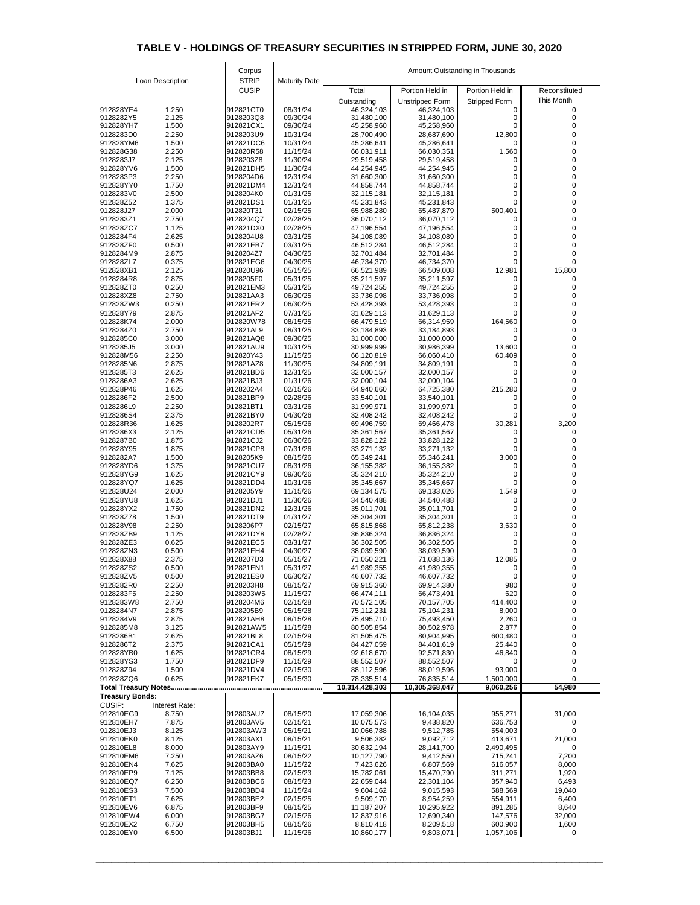## TABLE V - HOLDINGS OF TREASURY SECURITIES IN STRIPPED FORM, JUNE 30, 2020

| Loan Description | | Corpus STRIP CUSIP | Maturity Date | Amount Outstanding in Thousands | | | |
|---|---|---|---|---|---|---|---|
| | | | | Total Outstanding | Portion Held in Unstripped Form | Portion Held in Stripped Form | Reconstituted This Month |
| 912828YE4 | 1.250 | 912821CT0 | 08/31/24 | 46,324,103 | 46,324,103 | 0 | 0 |
| 9128282Y5 | 2.125 | 9128203Q8 | 09/30/24 | 31,480,100 | 31,480,100 | 0 | 0 |
| 912828YH7 | 1.500 | 912821CX1 | 09/30/24 | 45,258,960 | 45,258,960 | 0 | 0 |
| 9128283D0 | 2.250 | 9128203U9 | 10/31/24 | 28,700,490 | 28,687,690 | 12,800 | 0 |
| 912828YM6 | 1.500 | 912821DC6 | 10/31/24 | 45,286,641 | 45,286,641 | 0 | 0 |
| 912828G38 | 2.250 | 912820R58 | 11/15/24 | 66,031,911 | 66,030,351 | 1,560 | 0 |
| 9128283J7 | 2.125 | 9128203Z8 | 11/30/24 | 29,519,458 | 29,519,458 | 0 | 0 |
| 912828YV6 | 1.500 | 912821DH5 | 11/30/24 | 44,254,945 | 44,254,945 | 0 | 0 |
| 9128283P3 | 2.250 | 9128204D6 | 12/31/24 | 31,660,300 | 31,660,300 | 0 | 0 |
| 912828YY0 | 1.750 | 912821DM4 | 12/31/24 | 44,858,744 | 44,858,744 | 0 | 0 |
| 9128283V0 | 2.500 | 9128204K0 | 01/31/25 | 32,115,181 | 32,115,181 | 0 | 0 |
| 912828Z52 | 1.375 | 912821DS1 | 01/31/25 | 45,231,843 | 45,231,843 | 0 | 0 |
| 912828J27 | 2.000 | 912820T31 | 02/15/25 | 65,988,280 | 65,487,879 | 500,401 | 0 |
| 9128283Z1 | 2.750 | 9128204Q7 | 02/28/25 | 36,070,112 | 36,070,112 | 0 | 0 |
| 912828ZC7 | 1.125 | 912821DX0 | 02/28/25 | 47,196,554 | 47,196,554 | 0 | 0 |
| 9128284F4 | 2.625 | 9128204U8 | 03/31/25 | 34,108,089 | 34,108,089 | 0 | 0 |
| 912828ZF0 | 0.500 | 912821EB7 | 03/31/25 | 46,512,284 | 46,512,284 | 0 | 0 |
| 9128284M9 | 2.875 | 9128204Z7 | 04/30/25 | 32,701,484 | 32,701,484 | 0 | 0 |
| 912828ZL7 | 0.375 | 912821EG6 | 04/30/25 | 46,734,370 | 46,734,370 | 0 | 0 |
| 912828XB1 | 2.125 | 912820U96 | 05/15/25 | 66,521,989 | 66,509,008 | 12,981 | 15,800 |
| 9128284R8 | 2.875 | 9128205F0 | 05/31/25 | 35,211,597 | 35,211,597 | 0 | 0 |
| 912828ZT0 | 0.250 | 912821EM3 | 05/31/25 | 49,724,255 | 49,724,255 | 0 | 0 |
| 912828XZ8 | 2.750 | 912821AA3 | 06/30/25 | 33,736,098 | 33,736,098 | 0 | 0 |
| 912828ZW3 | 0.250 | 912821ER2 | 06/30/25 | 53,428,393 | 53,428,393 | 0 | 0 |
| 912828Y79 | 2.875 | 912821AF2 | 07/31/25 | 31,629,113 | 31,629,113 | 0 | 0 |
| 912828K74 | 2.000 | 912820W78 | 08/15/25 | 66,479,519 | 66,314,959 | 164,560 | 0 |
| 9128284Z0 | 2.750 | 912821AL9 | 08/31/25 | 33,184,893 | 33,184,893 | 0 | 0 |
| 9128285C0 | 3.000 | 912821AQ8 | 09/30/25 | 31,000,000 | 31,000,000 | 0 | 0 |
| 9128285J5 | 3.000 | 912821AU9 | 10/31/25 | 30,999,999 | 30,986,399 | 13,600 | 0 |
| 912828M56 | 2.250 | 912820Y43 | 11/15/25 | 66,120,819 | 66,060,410 | 60,409 | 0 |
| 9128285N6 | 2.875 | 912821AZ8 | 11/30/25 | 34,809,191 | 34,809,191 | 0 | 0 |
| 9128285T3 | 2.625 | 912821BD6 | 12/31/25 | 32,000,157 | 32,000,157 | 0 | 0 |
| 9128286A3 | 2.625 | 912821BJ3 | 01/31/26 | 32,000,104 | 32,000,104 | 0 | 0 |
| 912828P46 | 1.625 | 9128202A4 | 02/15/26 | 64,940,660 | 64,725,380 | 215,280 | 0 |
| 9128286F2 | 2.500 | 912821BP9 | 02/28/26 | 33,540,101 | 33,540,101 | 0 | 0 |
| 9128286L9 | 2.250 | 912821BT1 | 03/31/26 | 31,999,971 | 31,999,971 | 0 | 0 |
| 9128286S4 | 2.375 | 912821BY0 | 04/30/26 | 32,408,242 | 32,408,242 | 0 | 0 |
| 912828R36 | 1.625 | 9128202R7 | 05/15/26 | 69,496,759 | 69,466,478 | 30,281 | 3,200 |
| 9128286X3 | 2.125 | 912821CD5 | 05/31/26 | 35,361,567 | 35,361,567 | 0 | 0 |
| 9128287B0 | 1.875 | 912821CJ2 | 06/30/26 | 33,828,122 | 33,828,122 | 0 | 0 |
| 912828Y95 | 1.875 | 912821CP8 | 07/31/26 | 33,271,132 | 33,271,132 | 0 | 0 |
| 9128282A7 | 1.500 | 9128205K9 | 08/15/26 | 65,349,241 | 65,346,241 | 3,000 | 0 |
| 912828YD6 | 1.375 | 912821CU7 | 08/31/26 | 36,155,382 | 36,155,382 | 0 | 0 |
| 912828YG9 | 1.625 | 912821CY9 | 09/30/26 | 35,324,210 | 35,324,210 | 0 | 0 |
| 912828YQ7 | 1.625 | 912821DD4 | 10/31/26 | 35,345,667 | 35,345,667 | 0 | 0 |
| 912828U24 | 2.000 | 9128205Y9 | 11/15/26 | 69,134,575 | 69,133,026 | 1,549 | 0 |
| 912828YU8 | 1.625 | 912821DJ1 | 11/30/26 | 34,540,488 | 34,540,488 | 0 | 0 |
| 912828YX2 | 1.750 | 912821DN2 | 12/31/26 | 35,011,701 | 35,011,701 | 0 | 0 |
| 912828Z78 | 1.500 | 912821DT9 | 01/31/27 | 35,304,301 | 35,304,301 | 0 | 0 |
| 912828V98 | 2.250 | 9128206P7 | 02/15/27 | 65,815,868 | 65,812,238 | 3,630 | 0 |
| 912828ZB9 | 1.125 | 912821DY8 | 02/28/27 | 36,836,324 | 36,836,324 | 0 | 0 |
| 912828ZE3 | 0.625 | 912821EC5 | 03/31/27 | 36,302,505 | 36,302,505 | 0 | 0 |
| 912828ZN3 | 0.500 | 912821EH4 | 04/30/27 | 38,039,590 | 38,039,590 | 0 | 0 |
| 912828X88 | 2.375 | 9128207D3 | 05/15/27 | 71,050,221 | 71,038,136 | 12,085 | 0 |
| 912828ZS2 | 0.500 | 912821EN1 | 05/31/27 | 41,989,355 | 41,989,355 | 0 | 0 |
| 912828ZV5 | 0.500 | 912821ES0 | 06/30/27 | 46,607,732 | 46,607,732 | 0 | 0 |
| 9128282R0 | 2.250 | 9128203H8 | 08/15/27 | 69,915,360 | 69,914,380 | 980 | 0 |
| 9128283F5 | 2.250 | 9128203W5 | 11/15/27 | 66,474,111 | 66,473,491 | 620 | 0 |
| 9128283W8 | 2.750 | 9128204M6 | 02/15/28 | 70,572,105 | 70,157,705 | 414,400 | 0 |
| 9128284N7 | 2.875 | 9128205B9 | 05/15/28 | 75,112,231 | 75,104,231 | 8,000 | 0 |
| 9128284V9 | 2.875 | 912821AH8 | 08/15/28 | 75,495,710 | 75,493,450 | 2,260 | 0 |
| 9128285M8 | 3.125 | 912821AW5 | 11/15/28 | 80,505,854 | 80,502,978 | 2,877 | 0 |
| 9128286B1 | 2.625 | 912821BL8 | 02/15/29 | 81,505,475 | 80,904,995 | 600,480 | 0 |
| 9128286T2 | 2.375 | 912821CA1 | 05/15/29 | 84,427,059 | 84,401,619 | 25,440 | 0 |
| 912828YB0 | 1.625 | 912821CR4 | 08/15/29 | 92,618,670 | 92,571,830 | 46,840 | 0 |
| 912828YS3 | 1.750 | 912821DF9 | 11/15/29 | 88,552,507 | 88,552,507 | 0 | 0 |
| 912828Z94 | 1.500 | 912821DV4 | 02/15/30 | 88,112,596 | 88,019,596 | 93,000 | 0 |
| 912828ZQ6 | 0.625 | 912821EK7 | 05/15/30 | 78,335,514 | 76,835,514 | 1,500,000 | 0 |
| **Total Treasury Notes...............................** | | | | **10,314,428,303** | **10,305,368,047** | **9,060,256** | **54,980** |
| **Treasury Bonds:** | | | | | | | |
| CUSIP: | Interest Rate: | | | | | | |
| 912810EG9 | 8.750 | 912803AU7 | 08/15/20 | 17,059,306 | 16,104,035 | 955,271 | 31,000 |
| 912810EH7 | 7.875 | 912803AV5 | 02/15/21 | 10,075,573 | 9,438,820 | 636,753 | 0 |
| 912810EJ3 | 8.125 | 912803AW3 | 05/15/21 | 10,066,788 | 9,512,785 | 554,003 | 0 |
| 912810EK0 | 8.125 | 912803AX1 | 08/15/21 | 9,506,382 | 9,092,712 | 413,671 | 21,000 |
| 912810EL8 | 8.000 | 912803AY9 | 11/15/21 | 30,632,194 | 28,141,700 | 2,490,495 | 0 |
| 912810EM6 | 7.250 | 912803AZ6 | 08/15/22 | 10,127,790 | 9,412,550 | 715,241 | 7,200 |
| 912810EN4 | 7.625 | 912803BA0 | 11/15/22 | 7,423,626 | 6,807,569 | 616,057 | 8,000 |
| 912810EP9 | 7.125 | 912803BB8 | 02/15/23 | 15,782,061 | 15,470,790 | 311,271 | 1,920 |
| 912810EQ7 | 6.250 | 912803BC6 | 08/15/23 | 22,659,044 | 22,301,104 | 357,940 | 6,493 |
| 912810ES3 | 7.500 | 912803BD4 | 11/15/24 | 9,604,162 | 9,015,593 | 588,569 | 19,040 |
| 912810ET1 | 7.625 | 912803BE2 | 02/15/25 | 9,509,170 | 8,954,259 | 554,911 | 6,400 |
| 912810EV6 | 6.875 | 912803BF9 | 08/15/25 | 11,187,207 | 10,295,922 | 891,285 | 8,640 |
| 912810EW4 | 6.000 | 912803BG7 | 02/15/26 | 12,837,916 | 12,690,340 | 147,576 | 32,000 |
| 912810EX2 | 6.750 | 912803BH5 | 08/15/26 | 8,810,418 | 8,209,518 | 600,900 | 1,600 |
| 912810EY0 | 6.500 | 912803BJ1 | 11/15/26 | 10,860,177 | 9,803,071 | 1,057,106 | 0 |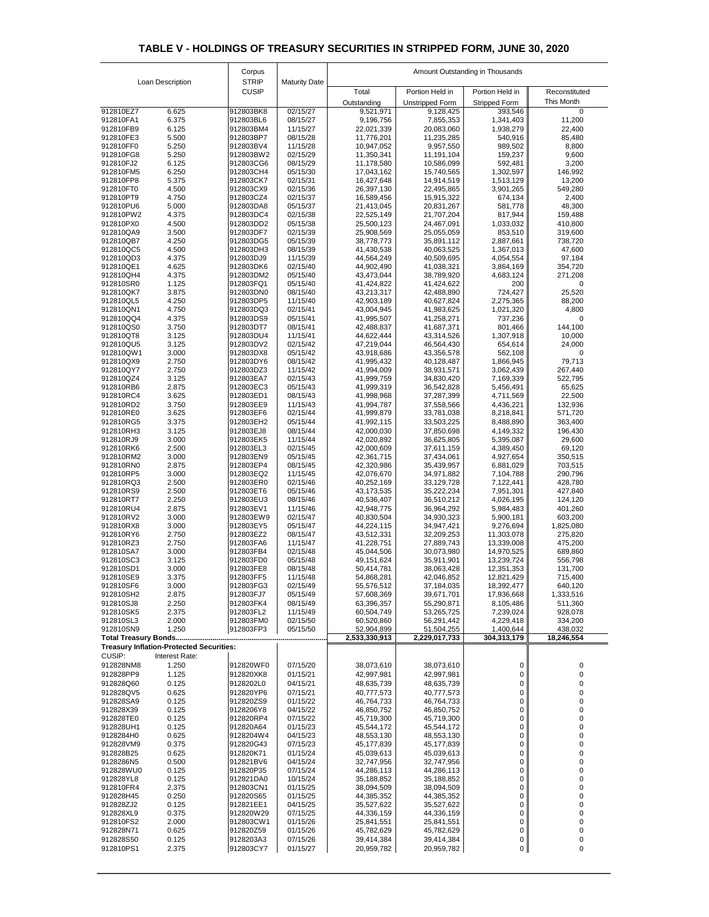# TABLE V - HOLDINGS OF TREASURY SECURITIES IN STRIPPED FORM, JUNE 30, 2020

| Loan Description | | Corpus STRIP CUSIP | Maturity Date | Amount Outstanding in Thousands | | | |
|---|---|---|---|---|---|---|---|
| | | | | Total Outstanding | Portion Held in Unstripped Form | Portion Held in Stripped Form | Reconstituted This Month |
| 912810EZ7 | 6.625 | 912803BK8 | 02/15/27 | 9,521,971 | 9,128,425 | 393,546 | 0 |
| 912810FA1 | 6.375 | 912803BL6 | 08/15/27 | 9,196,756 | 7,855,353 | 1,341,403 | 11,200 |
| 912810FB9 | 6.125 | 912803BM4 | 11/15/27 | 22,021,339 | 20,083,060 | 1,938,279 | 22,400 |
| 912810FE3 | 5.500 | 912803BP7 | 08/15/28 | 11,776,201 | 11,235,285 | 540,916 | 85,480 |
| 912810FF0 | 5.250 | 912803BV4 | 11/15/28 | 10,947,052 | 9,957,550 | 989,502 | 8,800 |
| 912810FG8 | 5.250 | 912803BW2 | 02/15/29 | 11,350,341 | 11,191,104 | 159,237 | 9,600 |
| 912810FJ2 | 6.125 | 912803CG6 | 08/15/29 | 11,178,580 | 10,586,099 | 592,481 | 3,200 |
| 912810FM5 | 6.250 | 912803CH4 | 05/15/30 | 17,043,162 | 15,740,565 | 1,302,597 | 146,992 |
| 912810FP8 | 5.375 | 912803CK7 | 02/15/31 | 16,427,648 | 14,914,519 | 1,513,129 | 13,200 |
| 912810FT0 | 4.500 | 912803CX9 | 02/15/36 | 26,397,130 | 22,495,865 | 3,901,265 | 549,280 |
| 912810PT9 | 4.750 | 912803CZ4 | 02/15/37 | 16,589,456 | 15,915,322 | 674,134 | 2,400 |
| 912810PU6 | 5.000 | 912803DA8 | 05/15/37 | 21,413,045 | 20,831,267 | 581,778 | 48,300 |
| 912810PW2 | 4.375 | 912803DC4 | 02/15/38 | 22,525,149 | 21,707,204 | 817,944 | 159,488 |
| 912810PX0 | 4.500 | 912803DD2 | 05/15/38 | 25,500,123 | 24,467,091 | 1,033,032 | 410,800 |
| 912810QA9 | 3.500 | 912803DF7 | 02/15/39 | 25,908,569 | 25,055,059 | 853,510 | 319,600 |
| 912810QB7 | 4.250 | 912803DG5 | 05/15/39 | 38,778,773 | 35,891,112 | 2,887,661 | 738,720 |
| 912810QC5 | 4.500 | 912803DH3 | 08/15/39 | 41,430,538 | 40,063,525 | 1,367,013 | 47,600 |
| 912810QD3 | 4.375 | 912803DJ9 | 11/15/39 | 44,564,249 | 40,509,695 | 4,054,554 | 97,184 |
| 912810QE1 | 4.625 | 912803DK6 | 02/15/40 | 44,902,490 | 41,038,321 | 3,864,169 | 354,720 |
| 912810QH4 | 4.375 | 912803DM2 | 05/15/40 | 43,473,044 | 38,789,920 | 4,683,124 | 271,208 |
| 912810SR0 | 1.125 | 912803FQ1 | 05/15/40 | 41,424,822 | 41,424,622 | 200 | 0 |
| 912810QK7 | 3.875 | 912803DN0 | 08/15/40 | 43,213,317 | 42,488,890 | 724,427 | 25,520 |
| 912810QL5 | 4.250 | 912803DP5 | 11/15/40 | 42,903,189 | 40,627,824 | 2,275,365 | 88,200 |
| 912810QN1 | 4.750 | 912803DQ3 | 02/15/41 | 43,004,945 | 41,983,625 | 1,021,320 | 4,800 |
| 912810QQ4 | 4.375 | 912803DS9 | 05/15/41 | 41,995,507 | 41,258,271 | 737,236 | 0 |
| 912810QS0 | 3.750 | 912803DT7 | 08/15/41 | 42,488,837 | 41,687,371 | 801,466 | 144,100 |
| 912810QT8 | 3.125 | 912803DU4 | 11/15/41 | 44,622,444 | 43,314,526 | 1,307,918 | 10,000 |
| 912810QU5 | 3.125 | 912803DV2 | 02/15/42 | 47,219,044 | 46,564,430 | 654,614 | 24,000 |
| 912810QW1 | 3.000 | 912803DX8 | 05/15/42 | 43,918,686 | 43,356,578 | 562,108 | 0 |
| 912810QX9 | 2.750 | 912803DY6 | 08/15/42 | 41,995,432 | 40,128,487 | 1,866,945 | 79,713 |
| 912810QY7 | 2.750 | 912803DZ3 | 11/15/42 | 41,994,009 | 38,931,571 | 3,062,439 | 267,440 |
| 912810QZ4 | 3.125 | 912803EA7 | 02/15/43 | 41,999,759 | 34,830,420 | 7,169,339 | 522,795 |
| 912810RB6 | 2.875 | 912803EC3 | 05/15/43 | 41,999,319 | 36,542,828 | 5,456,491 | 65,625 |
| 912810RC4 | 3.625 | 912803ED1 | 08/15/43 | 41,998,968 | 37,287,399 | 4,711,569 | 22,500 |
| 912810RD2 | 3.750 | 912803EE9 | 11/15/43 | 41,994,787 | 37,558,566 | 4,436,221 | 132,936 |
| 912810RE0 | 3.625 | 912803EF6 | 02/15/44 | 41,999,879 | 33,781,038 | 8,218,841 | 571,720 |
| 912810RG5 | 3.375 | 912803EH2 | 05/15/44 | 41,992,115 | 33,503,225 | 8,488,890 | 363,400 |
| 912810RH3 | 3.125 | 912803EJ8 | 08/15/44 | 42,000,030 | 37,850,698 | 4,149,332 | 196,430 |
| 912810RJ9 | 3.000 | 912803EK5 | 11/15/44 | 42,020,892 | 36,625,805 | 5,395,087 | 29,600 |
| 912810RK6 | 2.500 | 912803EL3 | 02/15/45 | 42,000,609 | 37,611,159 | 4,389,450 | 69,120 |
| 912810RM2 | 3.000 | 912803EN9 | 05/15/45 | 42,361,715 | 37,434,061 | 4,927,654 | 350,515 |
| 912810RN0 | 2.875 | 912803EP4 | 08/15/45 | 42,320,986 | 35,439,957 | 6,881,029 | 703,515 |
| 912810RP5 | 3.000 | 912803EQ2 | 11/15/45 | 42,076,670 | 34,971,882 | 7,104,788 | 290,796 |
| 912810RQ3 | 2.500 | 912803ER0 | 02/15/46 | 40,252,169 | 33,129,728 | 7,122,441 | 428,780 |
| 912810RS9 | 2.500 | 912803ET6 | 05/15/46 | 43,173,535 | 35,222,234 | 7,951,301 | 427,840 |
| 912810RT7 | 2.250 | 912803EU3 | 08/15/46 | 40,536,407 | 36,510,212 | 4,026,195 | 124,120 |
| 912810RU4 | 2.875 | 912803EV1 | 11/15/46 | 42,948,775 | 36,964,292 | 5,984,483 | 401,260 |
| 912810RV2 | 3.000 | 912803EW9 | 02/15/47 | 40,830,504 | 34,930,323 | 5,900,181 | 603,200 |
| 912810RX8 | 3.000 | 912803EY5 | 05/15/47 | 44,224,115 | 34,947,421 | 9,276,694 | 1,825,080 |
| 912810RY6 | 2.750 | 912803EZ2 | 08/15/47 | 43,512,331 | 32,209,253 | 11,303,078 | 275,820 |
| 912810RZ3 | 2.750 | 912803FA6 | 11/15/47 | 41,228,751 | 27,889,743 | 13,339,008 | 475,200 |
| 912810SA7 | 3.000 | 912803FB4 | 02/15/48 | 45,044,506 | 30,073,980 | 14,970,525 | 689,860 |
| 912810SC3 | 3.125 | 912803FD0 | 05/15/48 | 49,151,624 | 35,911,901 | 13,239,724 | 556,798 |
| 912810SD1 | 3.000 | 912803FE8 | 08/15/48 | 50,414,781 | 38,063,428 | 12,351,353 | 131,700 |
| 912810SE9 | 3.375 | 912803FF5 | 11/15/48 | 54,868,281 | 42,046,852 | 12,821,429 | 715,400 |
| 912810SF6 | 3.000 | 912803FG3 | 02/15/49 | 55,576,512 | 37,184,035 | 18,392,477 | 640,120 |
| 912810SH2 | 2.875 | 912803FJ7 | 05/15/49 | 57,608,369 | 39,671,701 | 17,936,668 | 1,333,516 |
| 912810SJ8 | 2.250 | 912803FK4 | 08/15/49 | 63,396,357 | 55,290,871 | 8,105,486 | 511,360 |
| 912810SK5 | 2.375 | 912803FL2 | 11/15/49 | 60,504,749 | 53,265,725 | 7,239,024 | 928,078 |
| 912810SL3 | 2.000 | 912803FM0 | 02/15/50 | 60,520,860 | 56,291,442 | 4,229,418 | 334,200 |
| 912810SN9 | 1.250 | 912803FP3 | 05/15/50 | 52,904,899 | 51,504,255 | 1,400,644 | 438,032 |
| **Total Treasury Bonds** | | | | **2,533,330,913** | **2,229,017,733** | **304,313,179** | **18,246,554** |
| **Treasury Inflation-Protected Securities:** | | | | | | | |
| CUSIP: | Interest Rate: | | | | | | |
| 912828NM8 | 1.250 | 912820WF0 | 07/15/20 | 38,073,610 | 38,073,610 | 0 | 0 |
| 912828PP9 | 1.125 | 912820XK8 | 01/15/21 | 42,997,981 | 42,997,981 | 0 | 0 |
| 912828Q60 | 0.125 | 9128202L0 | 04/15/21 | 48,635,739 | 48,635,739 | 0 | 0 |
| 912828QV5 | 0.625 | 912820YP6 | 07/15/21 | 40,777,573 | 40,777,573 | 0 | 0 |
| 912828SA9 | 0.125 | 912820ZS9 | 01/15/22 | 46,764,733 | 46,764,733 | 0 | 0 |
| 912828X39 | 0.125 | 9128206Y8 | 04/15/22 | 46,850,752 | 46,850,752 | 0 | 0 |
| 912828TE0 | 0.125 | 912820RP4 | 07/15/22 | 45,719,300 | 45,719,300 | 0 | 0 |
| 912828UH1 | 0.125 | 912820A64 | 01/15/23 | 45,544,172 | 45,544,172 | 0 | 0 |
| 9128284H0 | 0.625 | 9128204W4 | 04/15/23 | 48,553,130 | 48,553,130 | 0 | 0 |
| 912828VM9 | 0.375 | 912820G43 | 07/15/23 | 45,177,839 | 45,177,839 | 0 | 0 |
| 912828B25 | 0.625 | 912820K71 | 01/15/24 | 45,039,613 | 45,039,613 | 0 | 0 |
| 9128286N5 | 0.500 | 912821BV6 | 04/15/24 | 32,747,956 | 32,747,956 | 0 | 0 |
| 912828WU0 | 0.125 | 912820P35 | 07/15/24 | 44,286,113 | 44,286,113 | 0 | 0 |
| 912828YL8 | 0.125 | 912821DA0 | 10/15/24 | 35,188,852 | 35,188,852 | 0 | 0 |
| 912810FR4 | 2.375 | 912803CN1 | 01/15/25 | 38,094,509 | 38,094,509 | 0 | 0 |
| 912828H45 | 0.250 | 912820S65 | 01/15/25 | 44,385,352 | 44,385,352 | 0 | 0 |
| 912828ZJ2 | 0.125 | 912821EE1 | 04/15/25 | 35,527,622 | 35,527,622 | 0 | 0 |
| 912828XL9 | 0.375 | 912820W29 | 07/15/25 | 44,336,159 | 44,336,159 | 0 | 0 |
| 912810FS2 | 2.000 | 912803CW1 | 01/15/26 | 25,841,551 | 25,841,551 | 0 | 0 |
| 912828N71 | 0.625 | 912820Z59 | 01/15/26 | 45,782,629 | 45,782,629 | 0 | 0 |
| 912828S50 | 0.125 | 9128203A3 | 07/15/26 | 39,414,384 | 39,414,384 | 0 | 0 |
| 912810PS1 | 2.375 | 912803CY7 | 01/15/27 | 20,959,782 | 20,959,782 | 0 | 0 |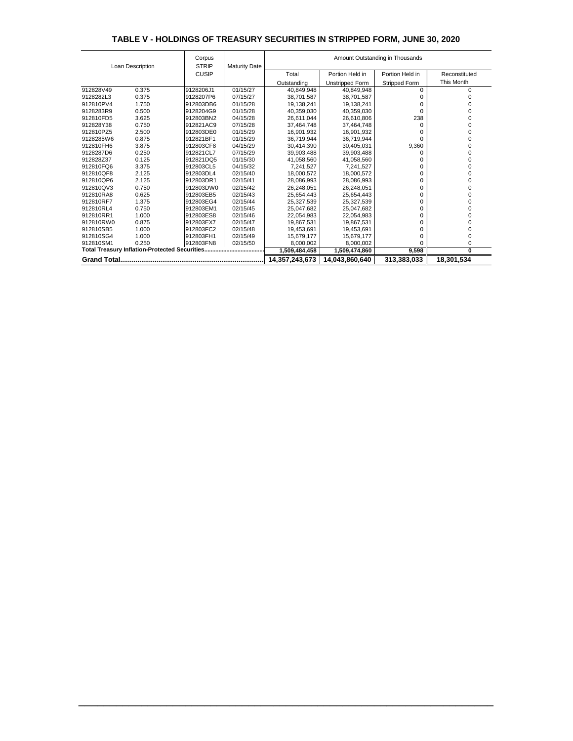# TABLE V - HOLDINGS OF TREASURY SECURITIES IN STRIPPED FORM, JUNE 30, 2020

| Loan Description | | Corpus STRIP CUSIP | Maturity Date | Amount Outstanding in Thousands | | | |
|---|---|---|---|---|---|---|---|
| | | | | Total Outstanding | Portion Held in Unstripped Form | Portion Held in Stripped Form | Reconstituted This Month |
| 912828V49 | 0.375 | 9128206J1 | 01/15/27 | 40,849,948 | 40,849,948 | 0 | 0 |
| 9128282L3 | 0.375 | 9128207P6 | 07/15/27 | 38,701,587 | 38,701,587 | 0 | 0 |
| 912810PV4 | 1.750 | 912803DB6 | 01/15/28 | 19,138,241 | 19,138,241 | 0 | 0 |
| 9128283R9 | 0.500 | 9128204G9 | 01/15/28 | 40,359,030 | 40,359,030 | 0 | 0 |
| 912810FD5 | 3.625 | 912803BN2 | 04/15/28 | 26,611,044 | 26,610,806 | 238 | 0 |
| 912828Y38 | 0.750 | 912821AC9 | 07/15/28 | 37,464,748 | 37,464,748 | 0 | 0 |
| 912810PZ5 | 2.500 | 912803DE0 | 01/15/29 | 16,901,932 | 16,901,932 | 0 | 0 |
| 9128285W6 | 0.875 | 912821BF1 | 01/15/29 | 36,719,944 | 36,719,944 | 0 | 0 |
| 912810FH6 | 3.875 | 912803CF8 | 04/15/29 | 30,414,390 | 30,405,031 | 9,360 | 0 |
| 9128287D6 | 0.250 | 912821CL7 | 07/15/29 | 39,903,488 | 39,903,488 | 0 | 0 |
| 912828Z37 | 0.125 | 912821DQ5 | 01/15/30 | 41,058,560 | 41,058,560 | 0 | 0 |
| 912810FQ6 | 3.375 | 912803CL5 | 04/15/32 | 7,241,527 | 7,241,527 | 0 | 0 |
| 912810QF8 | 2.125 | 912803DL4 | 02/15/40 | 18,000,572 | 18,000,572 | 0 | 0 |
| 912810QP6 | 2.125 | 912803DR1 | 02/15/41 | 28,086,993 | 28,086,993 | 0 | 0 |
| 912810QV3 | 0.750 | 912803DW0 | 02/15/42 | 26,248,051 | 26,248,051 | 0 | 0 |
| 912810RA8 | 0.625 | 912803EB5 | 02/15/43 | 25,654,443 | 25,654,443 | 0 | 0 |
| 912810RF7 | 1.375 | 912803EG4 | 02/15/44 | 25,327,539 | 25,327,539 | 0 | 0 |
| 912810RL4 | 0.750 | 912803EM1 | 02/15/45 | 25,047,682 | 25,047,682 | 0 | 0 |
| 912810RR1 | 1.000 | 912803ES8 | 02/15/46 | 22,054,983 | 22,054,983 | 0 | 0 |
| 912810RW0 | 0.875 | 912803EX7 | 02/15/47 | 19,867,531 | 19,867,531 | 0 | 0 |
| 912810SB5 | 1.000 | 912803FC2 | 02/15/48 | 19,453,691 | 19,453,691 | 0 | 0 |
| 912810SG4 | 1.000 | 912803FH1 | 02/15/49 | 15,679,177 | 15,679,177 | 0 | 0 |
| 912810SM1 | 0.250 | 912803FN8 | 02/15/50 | 8,000,002 | 8,000,002 | 0 | 0 |
| **Total Treasury Inflation-Protected Securities** | | | | **1,509,484,458** | **1,509,474,860** | **9,598** | **0** |
| **Grand Total** | | | | **14,357,243,673** | **14,043,860,640** | **313,383,033** | **18,301,534** |